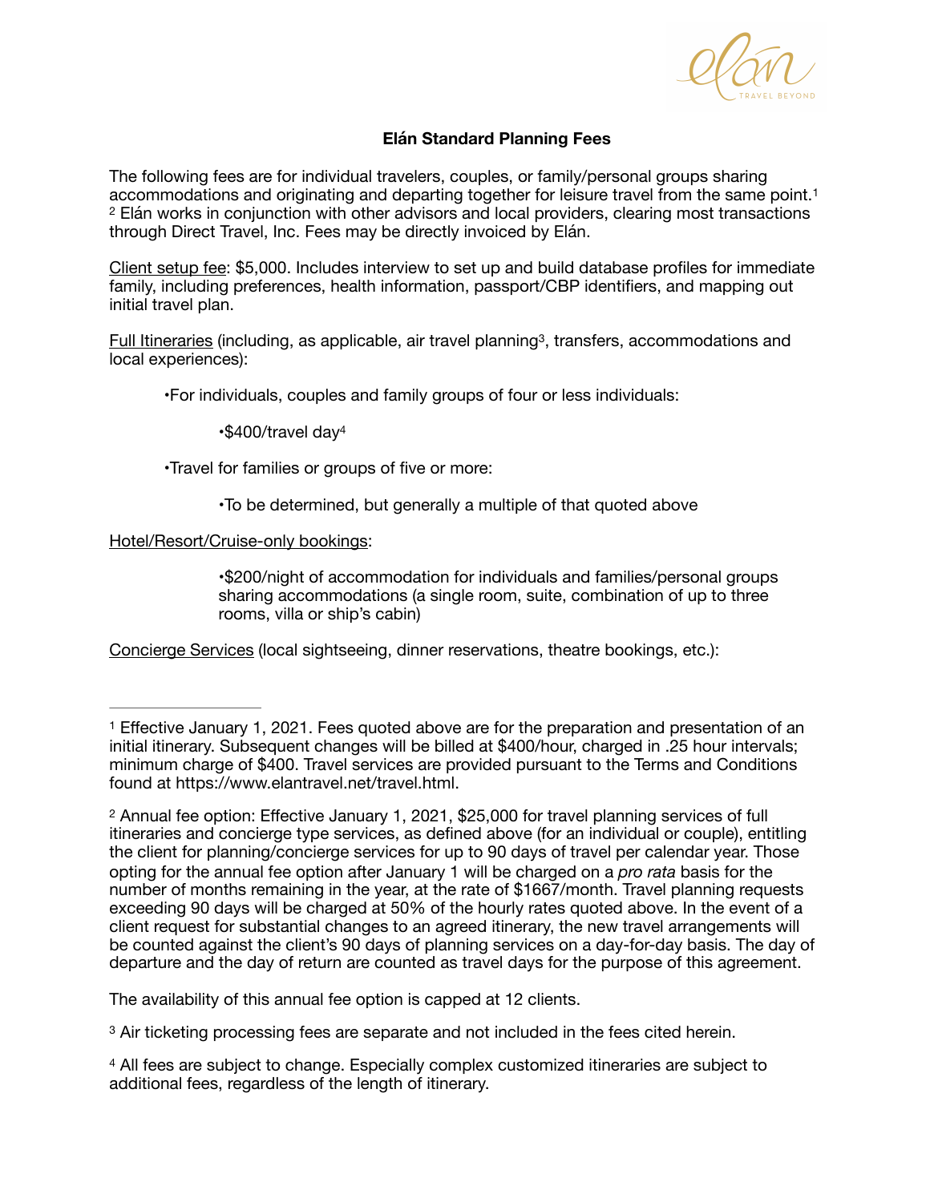# Elán Standard Planning Fees

The following fees are for individual travelers, couples, or family/personal groups sharing accommodations and originating and departing together for leisure travel from the same point.[1] [2] Elán works in conjunction with other advisors and local providers, clearing most transactions through Direct Travel, Inc. Fees may be directly invoiced by Elán.

Client setup fee: $5,000. Includes interview to set up and build database profiles for immediate family, including preferences, health information, passport/CBP identifiers, and mapping out initial travel plan.

Full Itineraries (including, as applicable, air travel planning[3], transfers, accommodations and local experiences):

- For individuals, couples and family groups of four or less individuals:
  - $400/travel day[4]
- Travel for families or groups of five or more:
  - To be determined, but generally a multiple of that quoted above

Hotel/Resort/Cruise-only bookings:

- $200/night of accommodation for individuals and families/personal groups sharing accommodations (a single room, suite, combination of up to three rooms, villa or ship's cabin)

Concierge Services (local sightseeing, dinner reservations, theatre bookings, etc.):

---

[1] Effective January 1, 2021. Fees quoted above are for the preparation and presentation of an initial itinerary. Subsequent changes will be billed at $400/hour, charged in .25 hour intervals; minimum charge of $400. Travel services are provided pursuant to the Terms and Conditions found at https://www.elantravel.net/travel.html.

[2] Annual fee option: Effective January 1, 2021, $25,000 for travel planning services of full itineraries and concierge type services, as defined above (for an individual or couple), entitling the client for planning/concierge services for up to 90 days of travel per calendar year. Those opting for the annual fee option after January 1 will be charged on a *pro rata* basis for the number of months remaining in the year, at the rate of $1667/month. Travel planning requests exceeding 90 days will be charged at 50% of the hourly rates quoted above. In the event of a client request for substantial changes to an agreed itinerary, the new travel arrangements will be counted against the client's 90 days of planning services on a day-for-day basis. The day of departure and the day of return are counted as travel days for the purpose of this agreement.

The availability of this annual fee option is capped at 12 clients.

[3] Air ticketing processing fees are separate and not included in the fees cited herein.

[4] All fees are subject to change. Especially complex customized itineraries are subject to additional fees, regardless of the length of itinerary.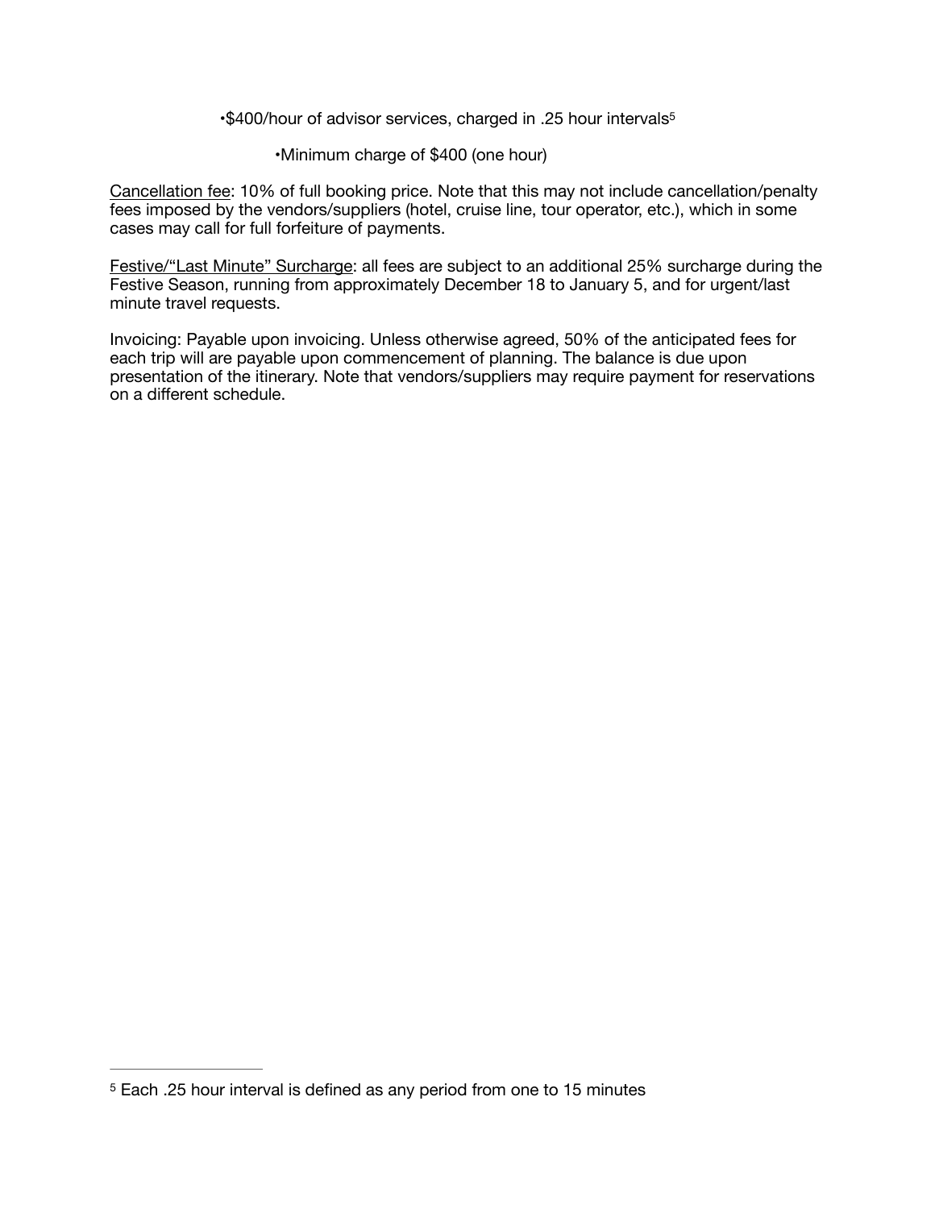- $400/hour of advisor services, charged in .25 hour intervals[5]
  - Minimum charge of $400 (one hour)

Cancellation fee: 10% of full booking price. Note that this may not include cancellation/penalty fees imposed by the vendors/suppliers (hotel, cruise line, tour operator, etc.), which in some cases may call for full forfeiture of payments.

Festive/"Last Minute" Surcharge: all fees are subject to an additional 25% surcharge during the Festive Season, running from approximately December 18 to January 5, and for urgent/last minute travel requests.

Invoicing: Payable upon invoicing. Unless otherwise agreed, 50% of the anticipated fees for each trip will are payable upon commencement of planning. The balance is due upon presentation of the itinerary. Note that vendors/suppliers may require payment for reservations on a different schedule.

---

[5] Each .25 hour interval is defined as any period from one to 15 minutes